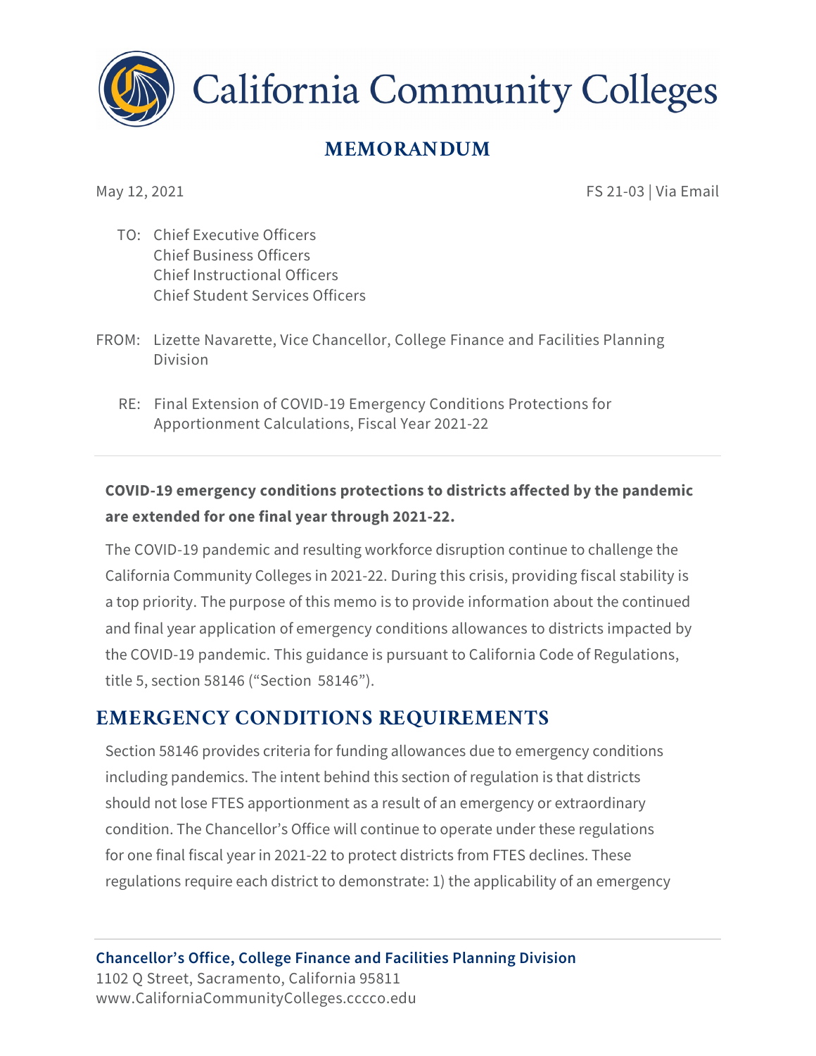# California Community Colleges

## MEMORANDUM

May 12, 2021 FS 21-03 | Via Email

TO: Chief Executive Officers
Chief Business Officers
Chief Instructional Officers
Chief Student Services Officers

FROM: Lizette Navarette, Vice Chancellor, College Finance and Facilities Planning Division

RE: Final Extension of COVID-19 Emergency Conditions Protections for Apportionment Calculations, Fiscal Year 2021-22

---

**COVID-19 emergency conditions protections to districts affected by the pandemic are extended for one final year through 2021-22.**

The COVID-19 pandemic and resulting workforce disruption continue to challenge the California Community Colleges in 2021-22. During this crisis, providing fiscal stability is a top priority. The purpose of this memo is to provide information about the continued and final year application of emergency conditions allowances to districts impacted by the COVID-19 pandemic. This guidance is pursuant to California Code of Regulations, title 5, section 58146 ("Section 58146").

## EMERGENCY CONDITIONS REQUIREMENTS

Section 58146 provides criteria for funding allowances due to emergency conditions including pandemics. The intent behind this section of regulation is that districts should not lose FTES apportionment as a result of an emergency or extraordinary condition. The Chancellor's Office will continue to operate under these regulations for one final fiscal year in 2021-22 to protect districts from FTES declines. These regulations require each district to demonstrate: 1) the applicability of an emergency

**Chancellor's Office, College Finance and Facilities Planning Division**
1102 Q Street, Sacramento, California 95811
www.CaliforniaCommunityColleges.cccco.edu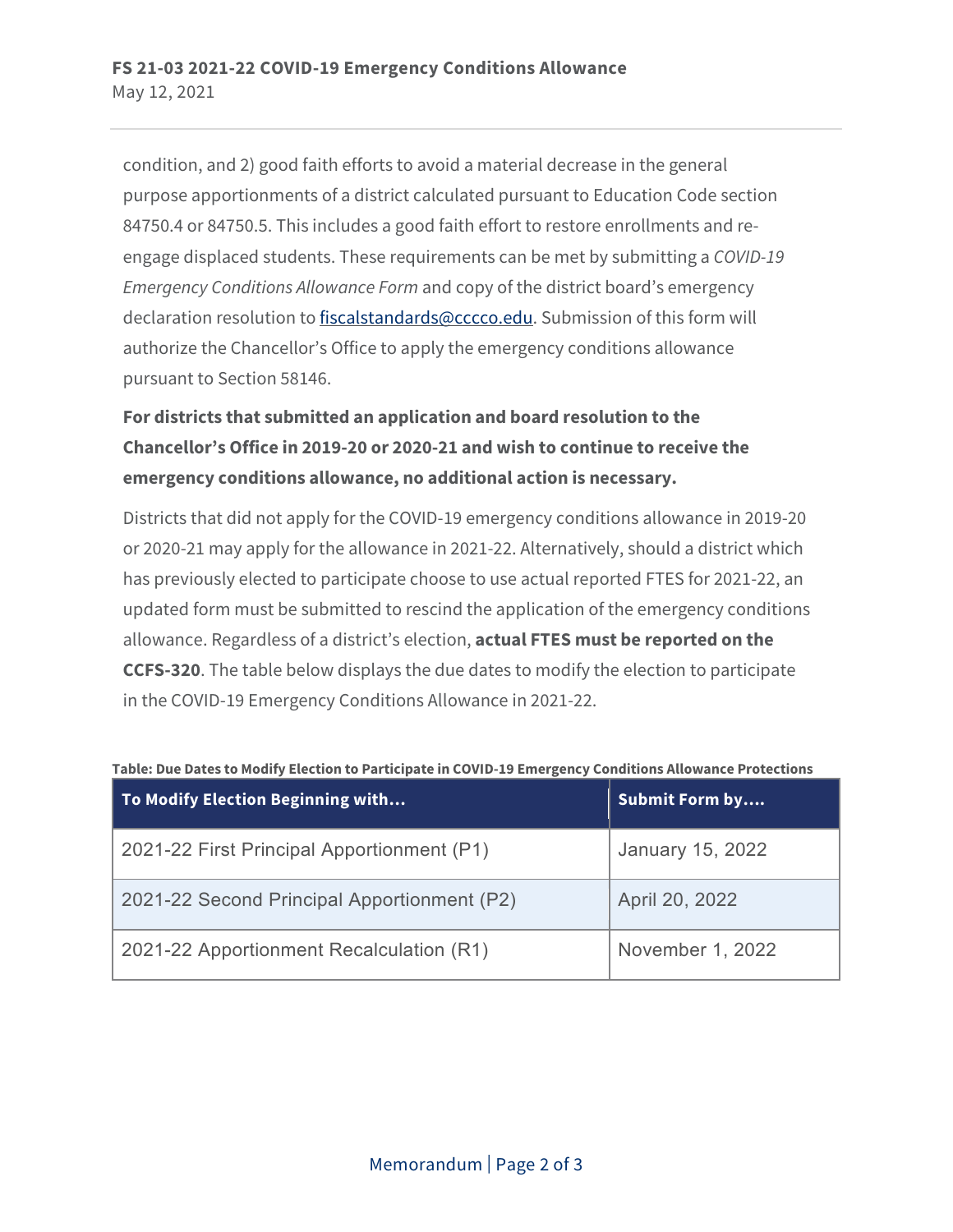condition, and 2) good faith efforts to avoid a material decrease in the general purpose apportionments of a district calculated pursuant to Education Code section 84750.4 or 84750.5. This includes a good faith effort to restore enrollments and re-engage displaced students. These requirements can be met by submitting a *COVID-19 Emergency Conditions Allowance Form* and copy of the district board's emergency declaration resolution to fiscalstandards@cccco.edu. Submission of this form will authorize the Chancellor's Office to apply the emergency conditions allowance pursuant to Section 58146.

**For districts that submitted an application and board resolution to the Chancellor's Office in 2019-20 or 2020-21 and wish to continue to receive the emergency conditions allowance, no additional action is necessary.**

Districts that did not apply for the COVID-19 emergency conditions allowance in 2019-20 or 2020-21 may apply for the allowance in 2021-22. Alternatively, should a district which has previously elected to participate choose to use actual reported FTES for 2021-22, an updated form must be submitted to rescind the application of the emergency conditions allowance. Regardless of a district's election, **actual FTES must be reported on the CCFS-320**. The table below displays the due dates to modify the election to participate in the COVID-19 Emergency Conditions Allowance in 2021-22.

**Table: Due Dates to Modify Election to Participate in COVID-19 Emergency Conditions Allowance Protections**

| To Modify Election Beginning with... | Submit Form by.... |
|---|---|
| 2021-22 First Principal Apportionment (P1) | January 15, 2022 |
| 2021-22 Second Principal Apportionment (P2) | April 20, 2022 |
| 2021-22 Apportionment Recalculation (R1) | November 1, 2022 |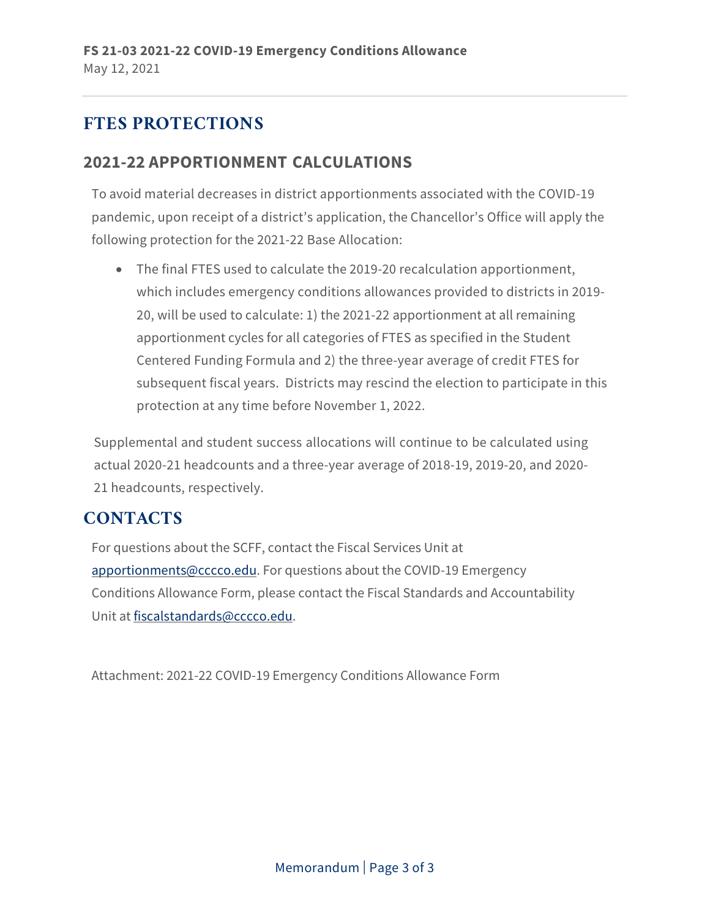## FTES PROTECTIONS

### 2021-22 APPORTIONMENT CALCULATIONS

To avoid material decreases in district apportionments associated with the COVID-19 pandemic, upon receipt of a district's application, the Chancellor's Office will apply the following protection for the 2021-22 Base Allocation:

- The final FTES used to calculate the 2019-20 recalculation apportionment, which includes emergency conditions allowances provided to districts in 2019-20, will be used to calculate: 1) the 2021-22 apportionment at all remaining apportionment cycles for all categories of FTES as specified in the Student Centered Funding Formula and 2) the three-year average of credit FTES for subsequent fiscal years. Districts may rescind the election to participate in this protection at any time before November 1, 2022.

Supplemental and student success allocations will continue to be calculated using actual 2020-21 headcounts and a three-year average of 2018-19, 2019-20, and 2020-21 headcounts, respectively.

## CONTACTS

For questions about the SCFF, contact the Fiscal Services Unit at apportionments@cccco.edu. For questions about the COVID-19 Emergency Conditions Allowance Form, please contact the Fiscal Standards and Accountability Unit at fiscalstandards@cccco.edu.

Attachment: 2021-22 COVID-19 Emergency Conditions Allowance Form